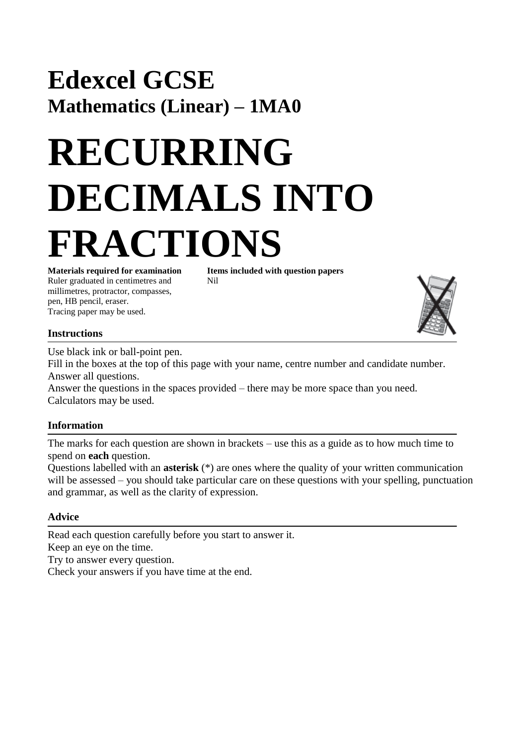# Edexcel GCSE

## Mathematics (Linear) – 1MA0

# RECURRING DECIMALS INTO FRACTIONS

**Materials required for examination**
Ruler graduated in centimetres and millimetres, protractor, compasses, pen, HB pencil, eraser.
Tracing paper may be used.

**Items included with question papers**
Nil

### Instructions

Use black ink or ball-point pen.
Fill in the boxes at the top of this page with your name, centre number and candidate number.
Answer all questions.
Answer the questions in the spaces provided – there may be more space than you need.
Calculators may be used.

### Information

The marks for each question are shown in brackets – use this as a guide as to how much time to spend on **each** question.
Questions labelled with an **asterisk** (*) are ones where the quality of your written communication will be assessed – you should take particular care on these questions with your spelling, punctuation and grammar, as well as the clarity of expression.

### Advice

Read each question carefully before you start to answer it.
Keep an eye on the time.
Try to answer every question.
Check your answers if you have time at the end.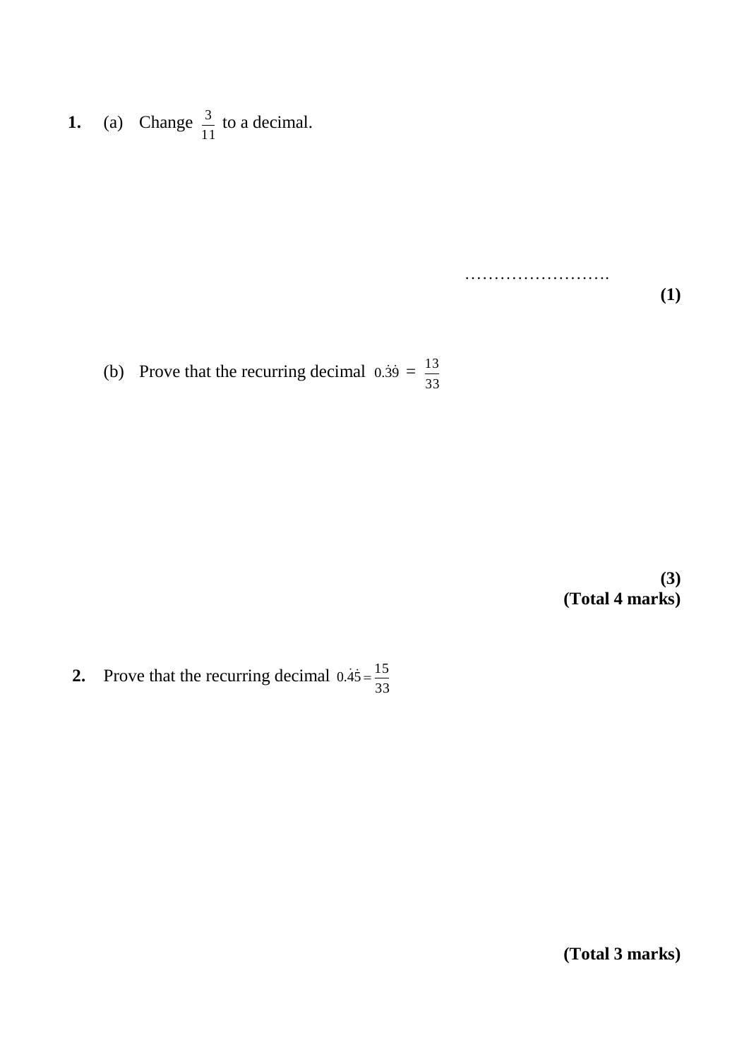**1.** (a) Change $\frac{3}{11}$ to a decimal.

……………………

**(1)**

(b) Prove that the recurring decimal $0.\dot{3}\dot{9} = \frac{13}{33}$

**(3)**

**(Total 4 marks)**

**2.** Prove that the recurring decimal $0.\dot{4}\dot{5} = \frac{15}{33}$

**(Total 3 marks)**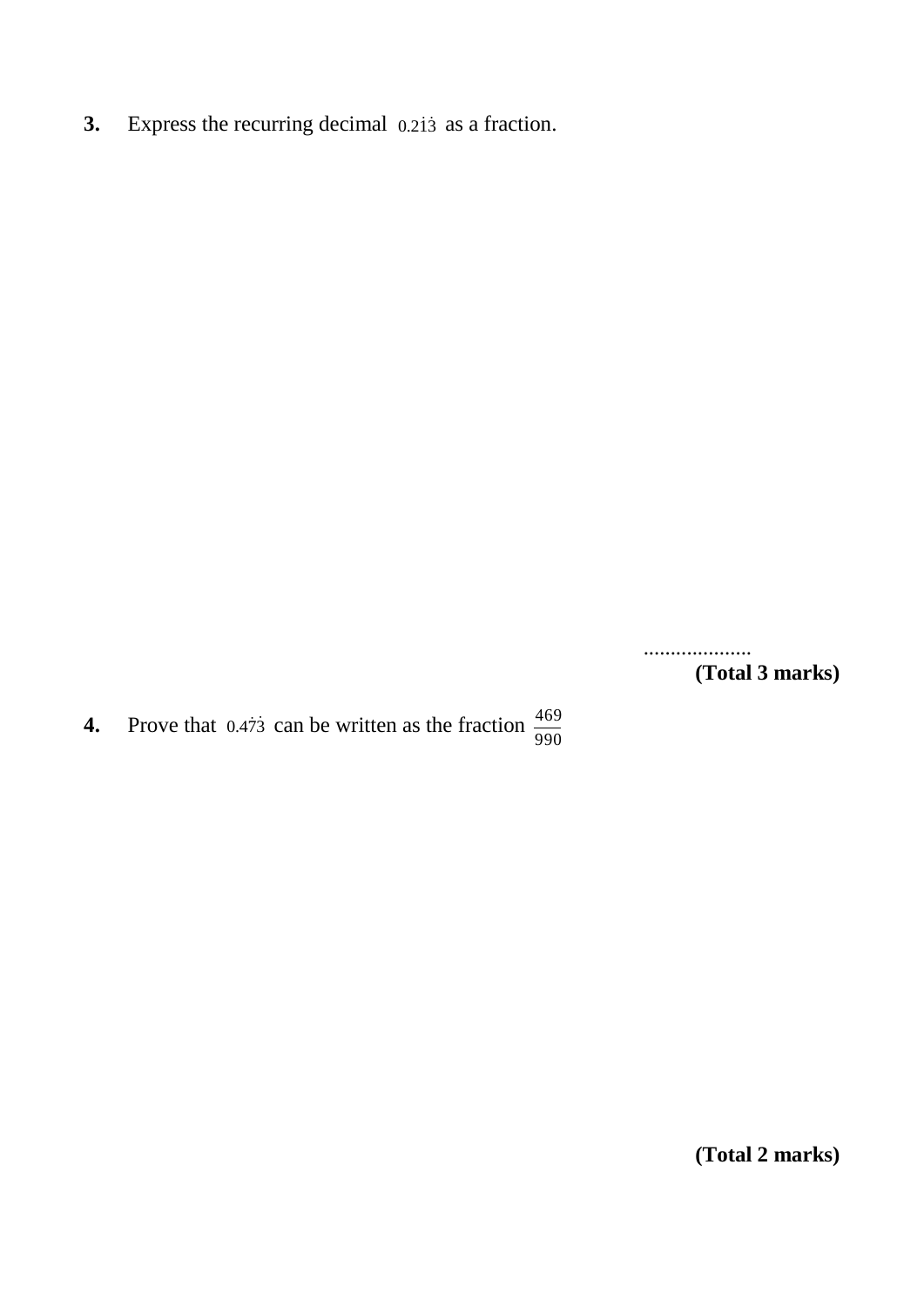**3.** Express the recurring decimal $0.2\dot{1}\dot{3}$ as a fraction.

....................

**(Total 3 marks)**

**4.** Prove that $0.4\dot{7}\dot{3}$ can be written as the fraction $\frac{469}{990}$

**(Total 2 marks)**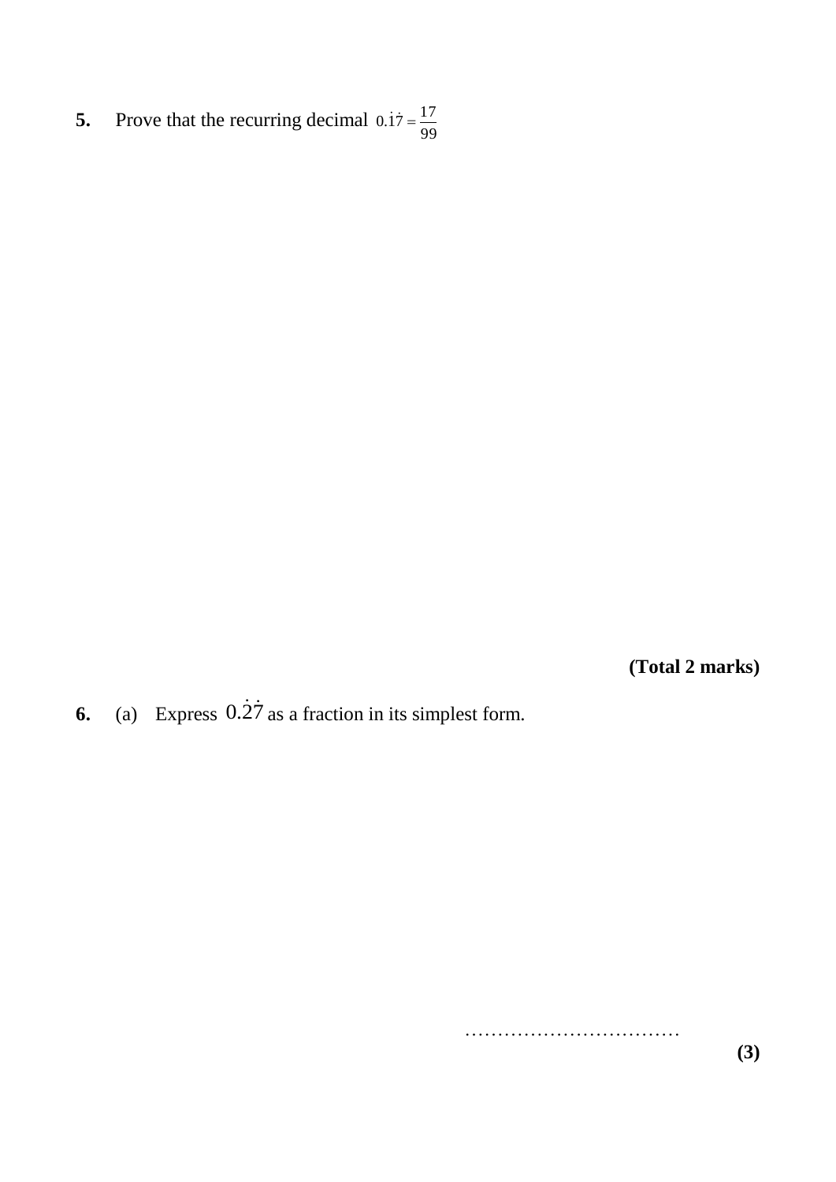**5.** Prove that the recurring decimal $0.\dot{1}\dot{7} = \frac{17}{99}$

**(Total 2 marks)**

**6.** (a) Express $0.\dot{2}\dot{7}$ as a fraction in its simplest form.

……………………………

**(3)**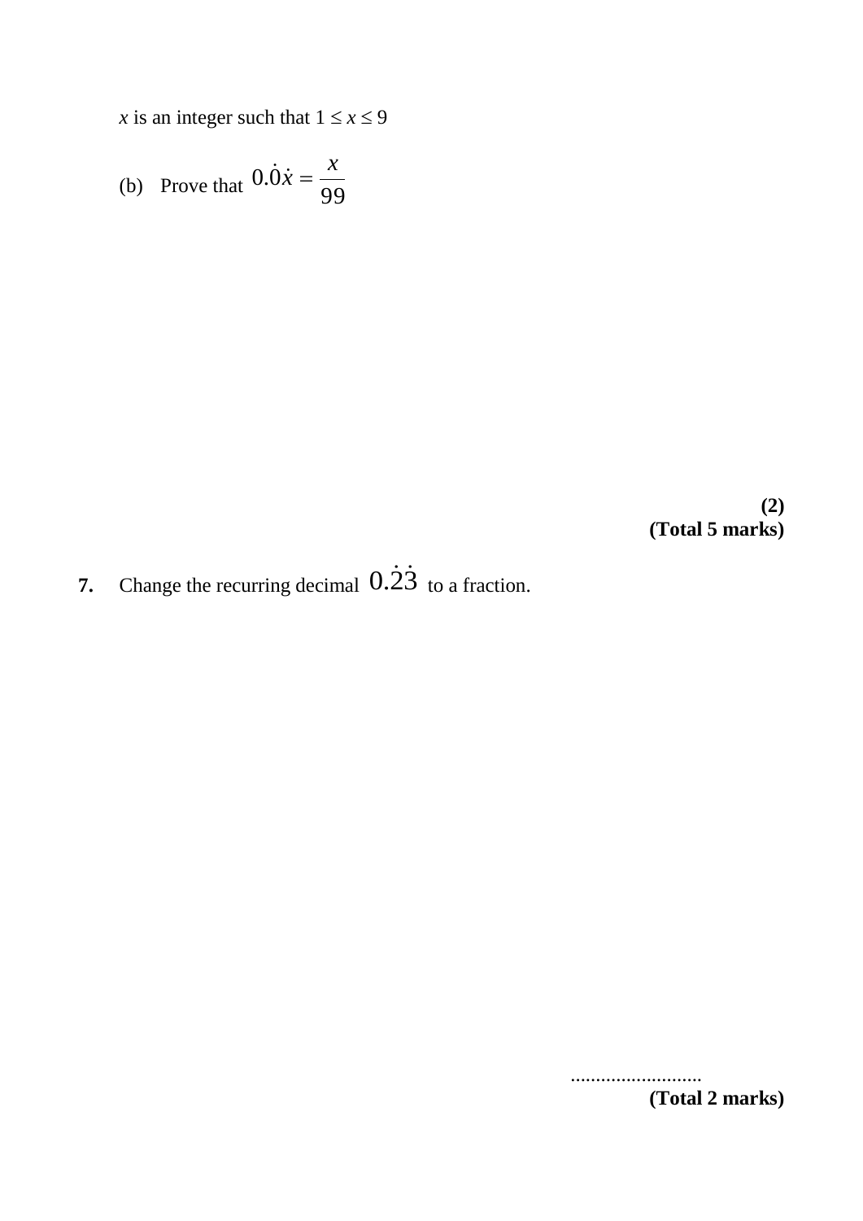$x$ is an integer such that $1 \leq x \leq 9$

(b) Prove that $0.\dot{0}\dot{x} = \dfrac{x}{99}$

**(2)**
**(Total 5 marks)**

**7.** Change the recurring decimal $0.\dot{2}\dot{3}$ to a fraction.

..........................
**(Total 2 marks)**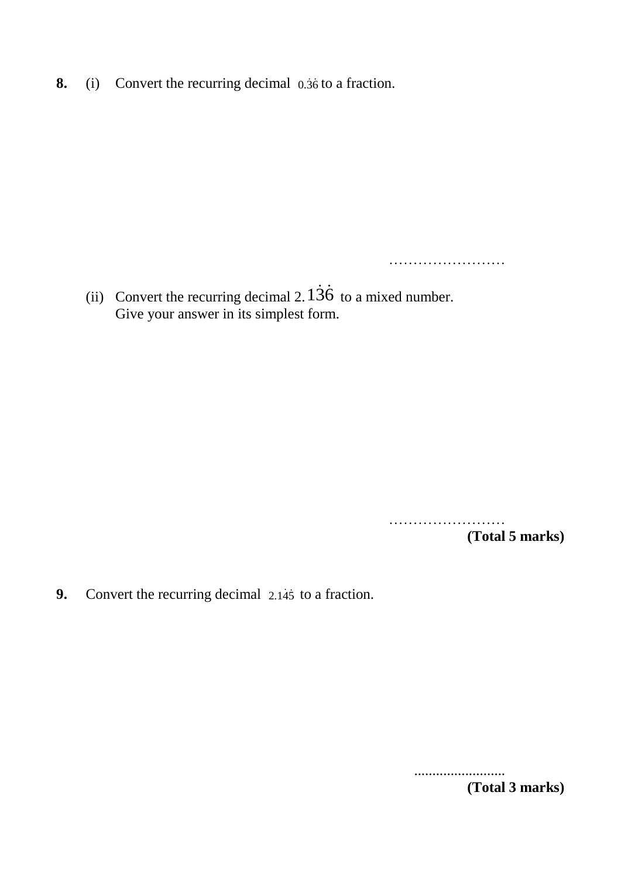**8.** (i) Convert the recurring decimal $0.\dot{3}\dot{6}$ to a fraction.

……………………

(ii) Convert the recurring decimal $2.1\dot{3}\dot{6}$ to a mixed number.
Give your answer in its simplest form.

……………………

**(Total 5 marks)**

**9.** Convert the recurring decimal $2.1\dot{4}\dot{5}$ to a fraction.

.........................

**(Total 3 marks)**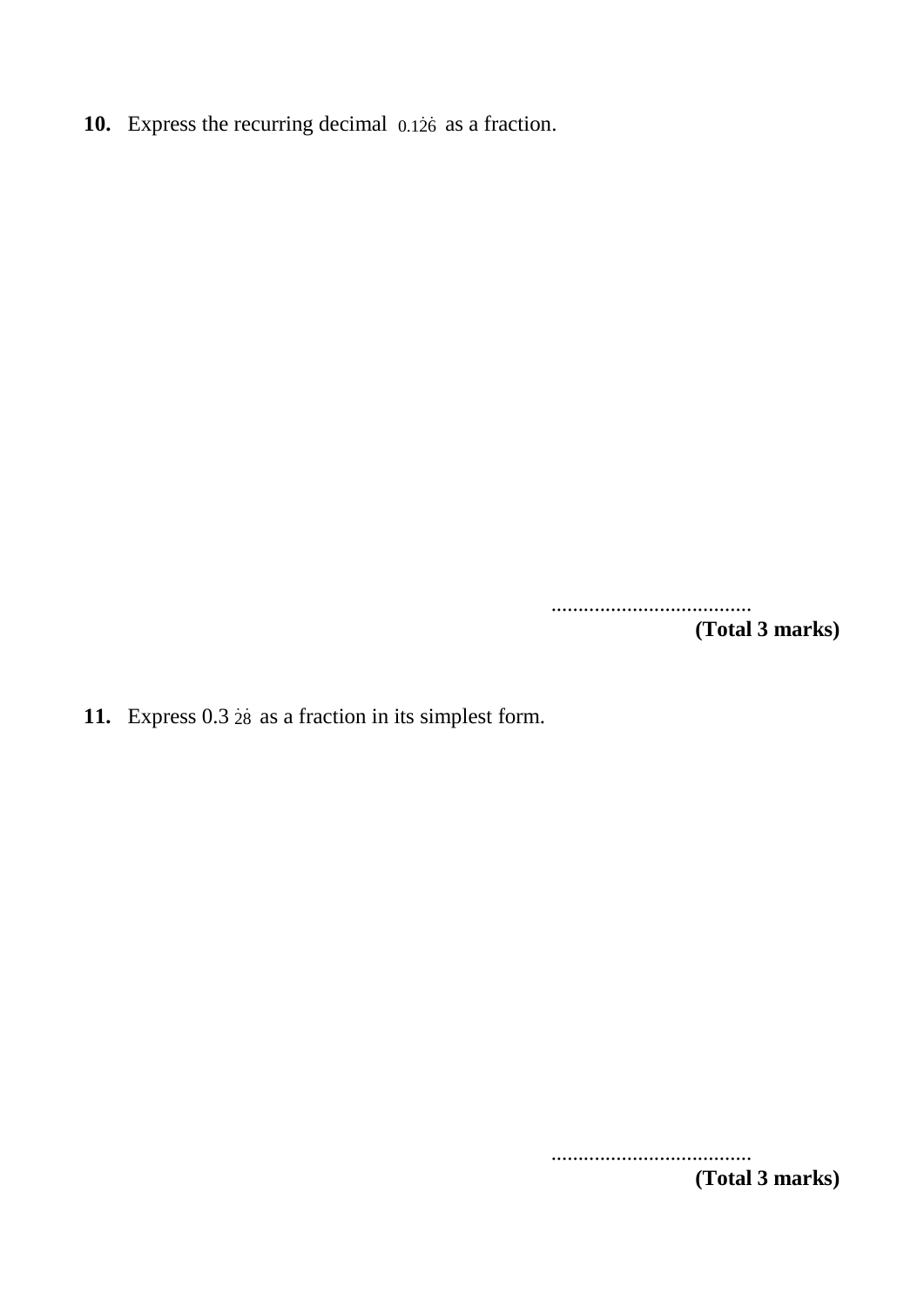**10.** Express the recurring decimal $0.1\dot{2}\dot{6}$ as a fraction.

.....................................

**(Total 3 marks)**

**11.** Express $0.3\dot{2}\dot{8}$ as a fraction in its simplest form.

.....................................

**(Total 3 marks)**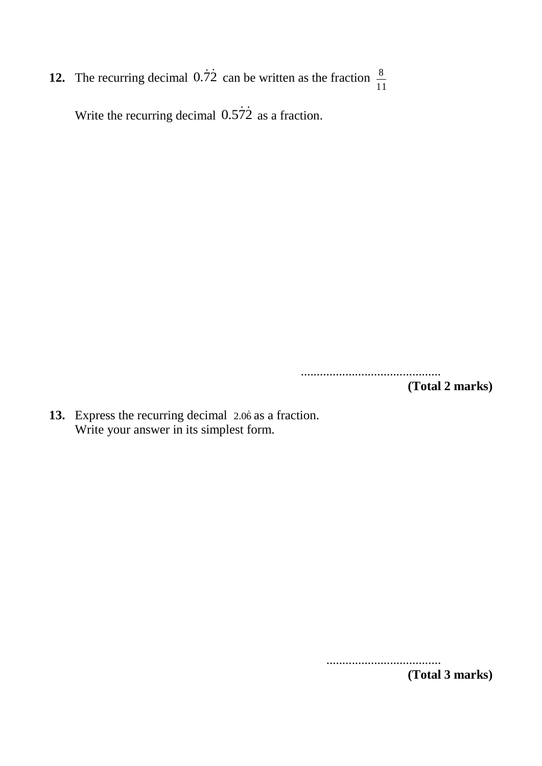**12.** The recurring decimal $0.\dot{7}\dot{2}$ can be written as the fraction $\frac{8}{11}$

Write the recurring decimal $0.5\dot{7}\dot{2}$ as a fraction.

............................................

**(Total 2 marks)**

**13.** Express the recurring decimal $2.0\dot{6}$ as a fraction.
Write your answer in its simplest form.

....................................

**(Total 3 marks)**